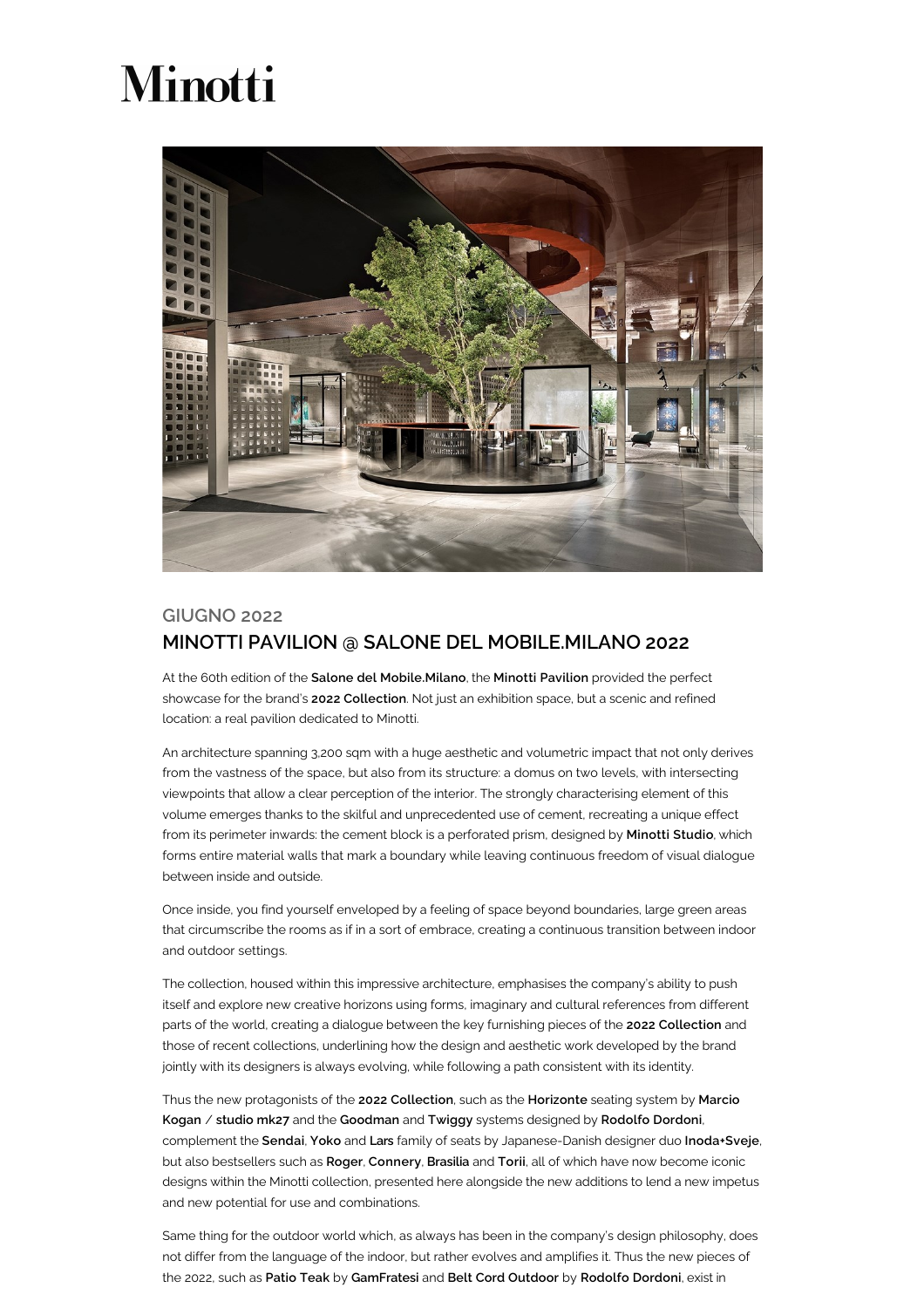# Minotti

GIUGNO 2022

## MINOTTI PAVILION @ SALONE DEL MOBILE.MILANO 2022

At the 60th edition of the **Salone del Mobile.Milano**, the **Minotti Pavilion** provided the perfect showcase for the brand's **2022 Collection**. Not just an exhibition space, but a scenic and refined location: a real pavilion dedicated to Minotti.

An architecture spanning 3,200 sqm with a huge aesthetic and volumetric impact that not only derives from the vastness of the space, but also from its structure: a domus on two levels, with intersecting viewpoints that allow a clear perception of the interior. The strongly characterising element of this volume emerges thanks to the skilful and unprecedented use of cement, recreating a unique effect from its perimeter inwards: the cement block is a perforated prism, designed by **Minotti Studio**, which forms entire material walls that mark a boundary while leaving continuous freedom of visual dialogue between inside and outside.

Once inside, you find yourself enveloped by a feeling of space beyond boundaries, large green areas that circumscribe the rooms as if in a sort of embrace, creating a continuous transition between indoor and outdoor settings.

The collection, housed within this impressive architecture, emphasises the company's ability to push itself and explore new creative horizons using forms, imaginary and cultural references from different parts of the world, creating a dialogue between the key furnishing pieces of the **2022 Collection** and those of recent collections, underlining how the design and aesthetic work developed by the brand jointly with its designers is always evolving, while following a path consistent with its identity.

Thus the new protagonists of the **2022 Collection**, such as the **Horizonte** seating system by **Marcio Kogan / studio mk27** and the **Goodman** and **Twiggy** systems designed by **Rodolfo Dordoni**, complement the **Sendai**, **Yoko** and **Lars** family of seats by Japanese-Danish designer duo **Inoda+Sveje**, but also bestsellers such as **Roger**, **Connery**, **Brasilia** and **Torii**, all of which have now become iconic designs within the Minotti collection, presented here alongside the new additions to lend a new impetus and new potential for use and combinations.

Same thing for the outdoor world which, as always has been in the company's design philosophy, does not differ from the language of the indoor, but rather evolves and amplifies it. Thus the new pieces of the 2022, such as **Patio Teak** by **GamFratesi** and **Belt Cord Outdoor** by **Rodolfo Dordoni**, exist in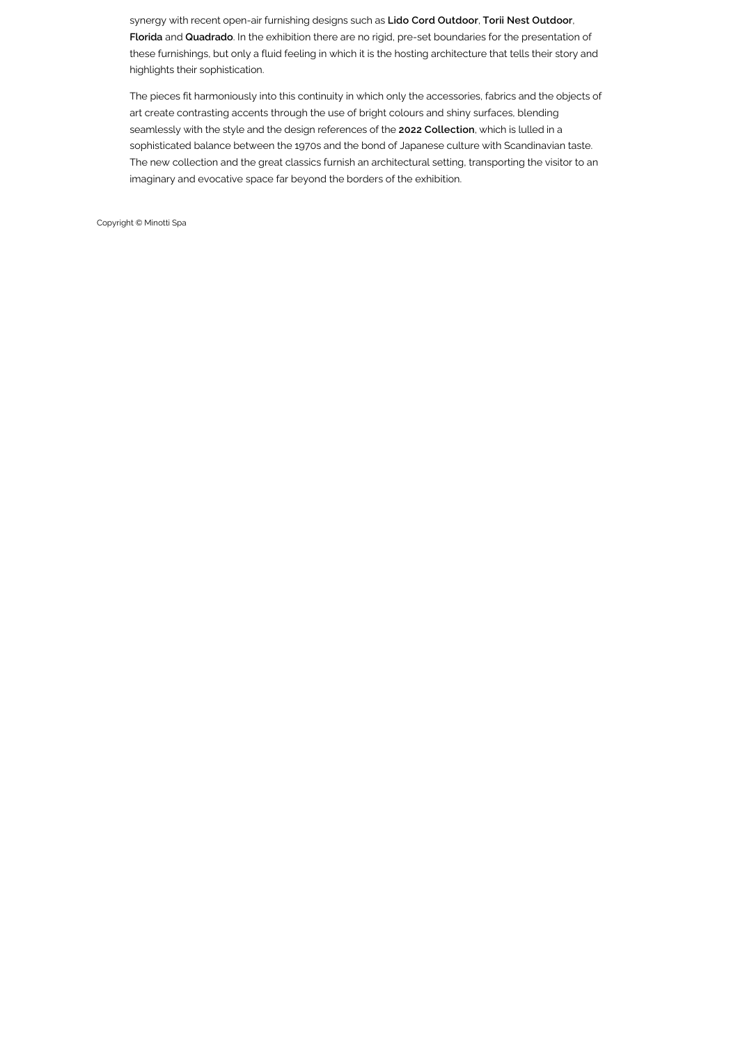synergy with recent open-air furnishing designs such as **Lido Cord Outdoor**, **Torii Nest Outdoor**, **Florida** and **Quadrado**. In the exhibition there are no rigid, pre-set boundaries for the presentation of these furnishings, but only a fluid feeling in which it is the hosting architecture that tells their story and highlights their sophistication.

The pieces fit harmoniously into this continuity in which only the accessories, fabrics and the objects of art create contrasting accents through the use of bright colours and shiny surfaces, blending seamlessly with the style and the design references of the **2022 Collection**, which is lulled in a sophisticated balance between the 1970s and the bond of Japanese culture with Scandinavian taste. The new collection and the great classics furnish an architectural setting, transporting the visitor to an imaginary and evocative space far beyond the borders of the exhibition.

Copyright © Minotti Spa